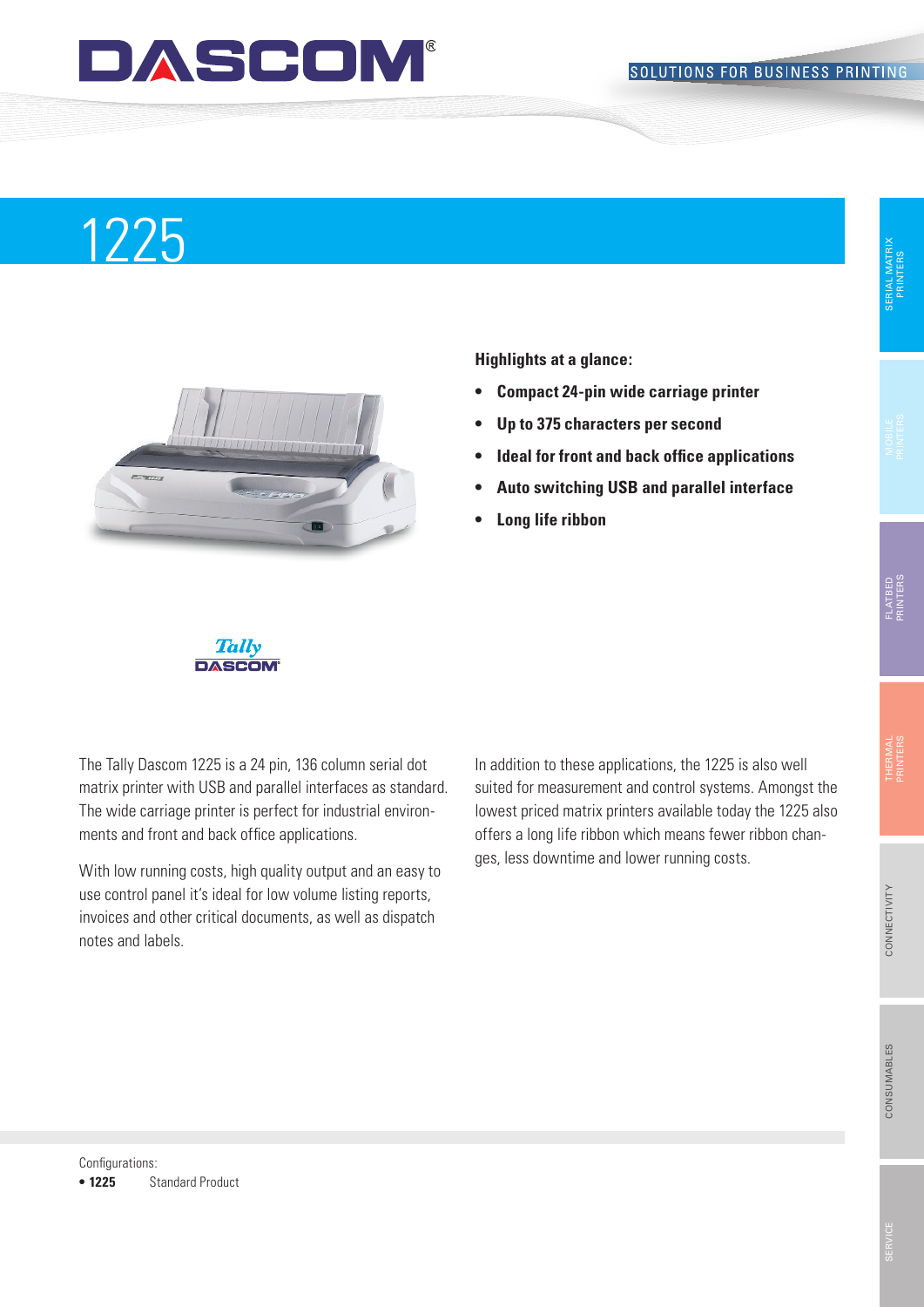# 1225

**Highlights at a glance:**

- **Compact 24-pin wide carriage printer**
- **Up to 375 characters per second**
- **Ideal for front and back office applications**
- **Auto switching USB and parallel interface**
- **Long life ribbon**

The Tally Dascom 1225 is a 24 pin, 136 column serial dot matrix printer with USB and parallel interfaces as standard. The wide carriage printer is perfect for industrial environments and front and back office applications.

With low running costs, high quality output and an easy to use control panel it's ideal for low volume listing reports, invoices and other critical documents, as well as dispatch notes and labels.

In addition to these applications, the 1225 is also well suited for measurement and control systems. Amongst the lowest priced matrix printers available today the 1225 also offers a long life ribbon which means fewer ribbon changes, less downtime and lower running costs.

Configurations:

- **1225** Standard Product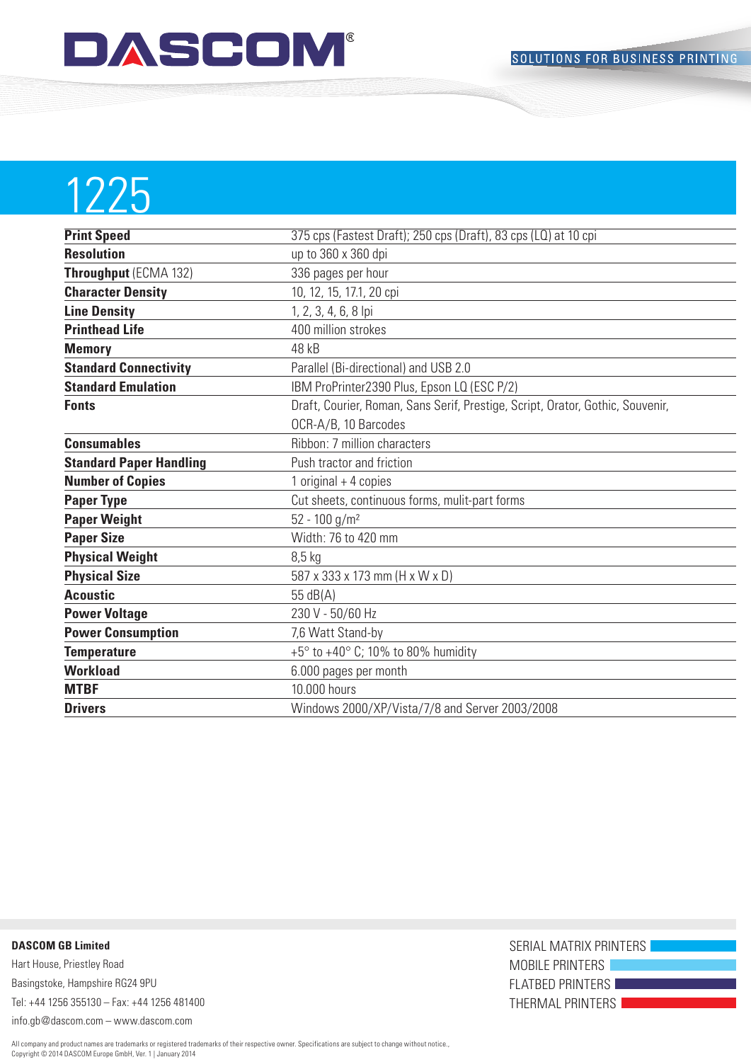DASCOM®

SOLUTIONS FOR BUSINESS PRINTING

# 1225

| | |
|---|---|
| **Print Speed** | 375 cps (Fastest Draft); 250 cps (Draft), 83 cps (LQ) at 10 cpi |
| **Resolution** | up to 360 x 360 dpi |
| **Throughput** (ECMA 132) | 336 pages per hour |
| **Character Density** | 10, 12, 15, 17.1, 20 cpi |
| **Line Density** | 1, 2, 3, 4, 6, 8 lpi |
| **Printhead Life** | 400 million strokes |
| **Memory** | 48 kB |
| **Standard Connectivity** | Parallel (Bi-directional) and USB 2.0 |
| **Standard Emulation** | IBM ProPrinter2390 Plus, Epson LQ (ESC P/2) |
| **Fonts** | Draft, Courier, Roman, Sans Serif, Prestige, Script, Orator, Gothic, Souvenir, OCR-A/B, 10 Barcodes |
| **Consumables** | Ribbon: 7 million characters |
| **Standard Paper Handling** | Push tractor and friction |
| **Number of Copies** | 1 original + 4 copies |
| **Paper Type** | Cut sheets, continuous forms, mulit-part forms |
| **Paper Weight** | 52 - 100 g/m² |
| **Paper Size** | Width: 76 to 420 mm |
| **Physical Weight** | 8,5 kg |
| **Physical Size** | 587 x 333 x 173 mm (H x W x D) |
| **Acoustic** | 55 dB(A) |
| **Power Voltage** | 230 V - 50/60 Hz |
| **Power Consumption** | 7,6 Watt Stand-by |
| **Temperature** | +5° to +40° C; 10% to 80% humidity |
| **Workload** | 6.000 pages per month |
| **MTBF** | 10.000 hours |
| **Drivers** | Windows 2000/XP/Vista/7/8 and Server 2003/2008 |

**DASCOM GB Limited**
Hart House, Priestley Road
Basingstoke, Hampshire RG24 9PU
Tel: +44 1256 355130 – Fax: +44 1256 481400
info.gb@dascom.com – www.dascom.com

SERIAL MATRIX PRINTERS
MOBILE PRINTERS
FLATBED PRINTERS
THERMAL PRINTERS

All company and product names are trademarks or registered trademarks of their respective owner. Specifications are subject to change without notice.,
Copyright © 2014 DASCOM Europe GmbH, Ver. 1 | January 2014